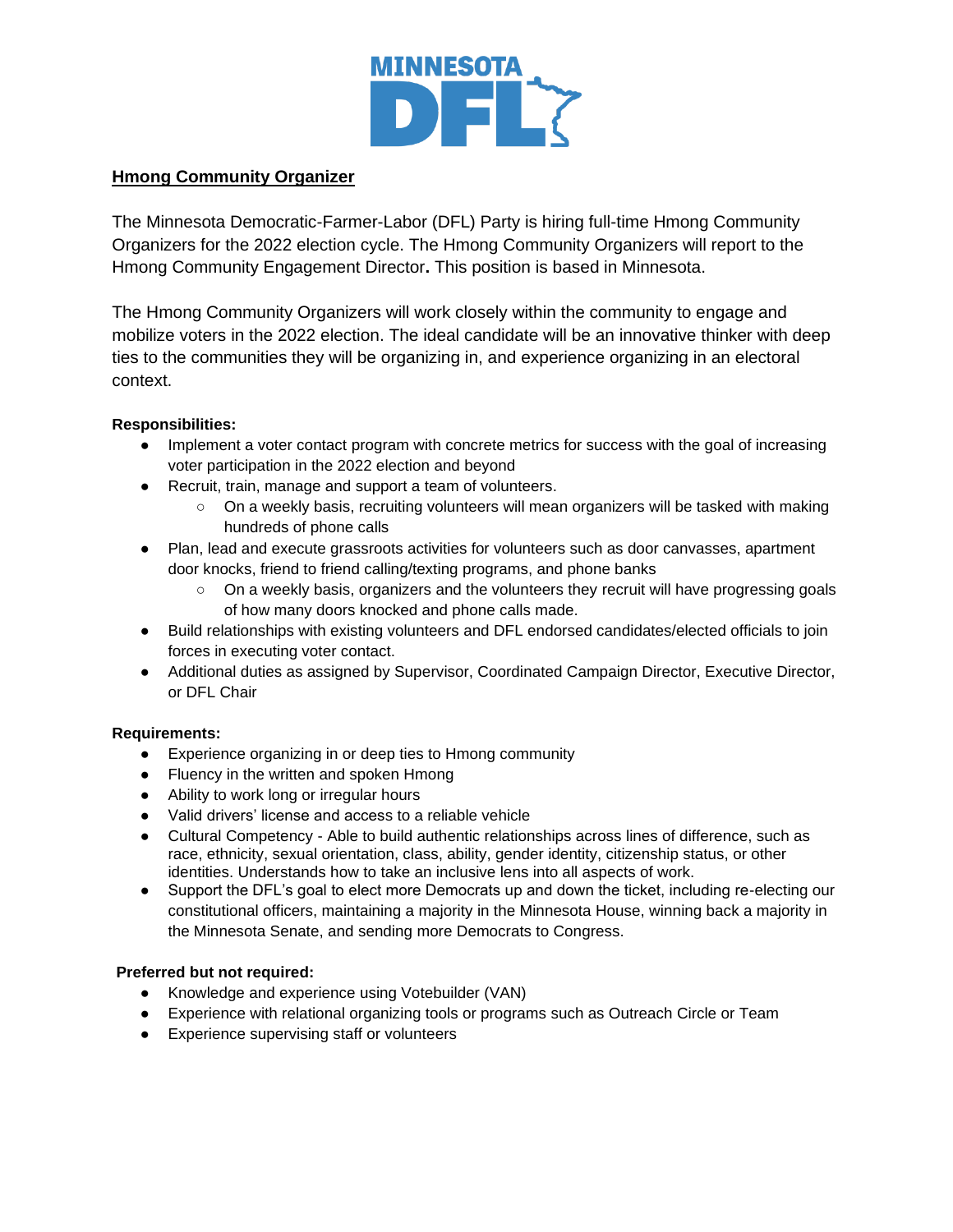MINNESOTA DFL

## Hmong Community Organizer

The Minnesota Democratic-Farmer-Labor (DFL) Party is hiring full-time Hmong Community Organizers for the 2022 election cycle. The Hmong Community Organizers will report to the Hmong Community Engagement Director**.** This position is based in Minnesota.

The Hmong Community Organizers will work closely within the community to engage and mobilize voters in the 2022 election. The ideal candidate will be an innovative thinker with deep ties to the communities they will be organizing in, and experience organizing in an electoral context.

**Responsibilities:**

- Implement a voter contact program with concrete metrics for success with the goal of increasing voter participation in the 2022 election and beyond
- Recruit, train, manage and support a team of volunteers.
  - On a weekly basis, recruiting volunteers will mean organizers will be tasked with making hundreds of phone calls
- Plan, lead and execute grassroots activities for volunteers such as door canvasses, apartment door knocks, friend to friend calling/texting programs, and phone banks
  - On a weekly basis, organizers and the volunteers they recruit will have progressing goals of how many doors knocked and phone calls made.
- Build relationships with existing volunteers and DFL endorsed candidates/elected officials to join forces in executing voter contact.
- Additional duties as assigned by Supervisor, Coordinated Campaign Director, Executive Director, or DFL Chair

**Requirements:**

- Experience organizing in or deep ties to Hmong community
- Fluency in the written and spoken Hmong
- Ability to work long or irregular hours
- Valid drivers' license and access to a reliable vehicle
- Cultural Competency - Able to build authentic relationships across lines of difference, such as race, ethnicity, sexual orientation, class, ability, gender identity, citizenship status, or other identities. Understands how to take an inclusive lens into all aspects of work.
- Support the DFL's goal to elect more Democrats up and down the ticket, including re-electing our constitutional officers, maintaining a majority in the Minnesota House, winning back a majority in the Minnesota Senate, and sending more Democrats to Congress.

**Preferred but not required:**

- Knowledge and experience using Votebuilder (VAN)
- Experience with relational organizing tools or programs such as Outreach Circle or Team
- Experience supervising staff or volunteers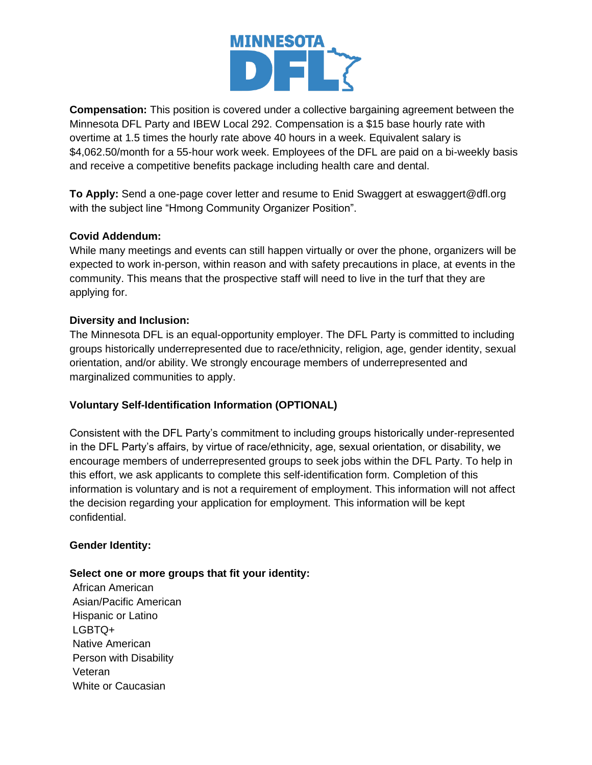**Compensation:** This position is covered under a collective bargaining agreement between the Minnesota DFL Party and IBEW Local 292. Compensation is a $15 base hourly rate with overtime at 1.5 times the hourly rate above 40 hours in a week. Equivalent salary is $4,062.50/month for a 55-hour work week. Employees of the DFL are paid on a bi-weekly basis and receive a competitive benefits package including health care and dental.

**To Apply:** Send a one-page cover letter and resume to Enid Swaggert at eswaggert@dfl.org with the subject line "Hmong Community Organizer Position".

**Covid Addendum:**

While many meetings and events can still happen virtually or over the phone, organizers will be expected to work in-person, within reason and with safety precautions in place, at events in the community. This means that the prospective staff will need to live in the turf that they are applying for.

**Diversity and Inclusion:**

The Minnesota DFL is an equal-opportunity employer. The DFL Party is committed to including groups historically underrepresented due to race/ethnicity, religion, age, gender identity, sexual orientation, and/or ability. We strongly encourage members of underrepresented and marginalized communities to apply.

**Voluntary Self-Identification Information (OPTIONAL)**

Consistent with the DFL Party's commitment to including groups historically under-represented in the DFL Party's affairs, by virtue of race/ethnicity, age, sexual orientation, or disability, we encourage members of underrepresented groups to seek jobs within the DFL Party. To help in this effort, we ask applicants to complete this self-identification form. Completion of this information is voluntary and is not a requirement of employment. This information will not affect the decision regarding your application for employment. This information will be kept confidential.

**Gender Identity:**

**Select one or more groups that fit your identity:**

African American
Asian/Pacific American
Hispanic or Latino
LGBTQ+
Native American
Person with Disability
Veteran
White or Caucasian